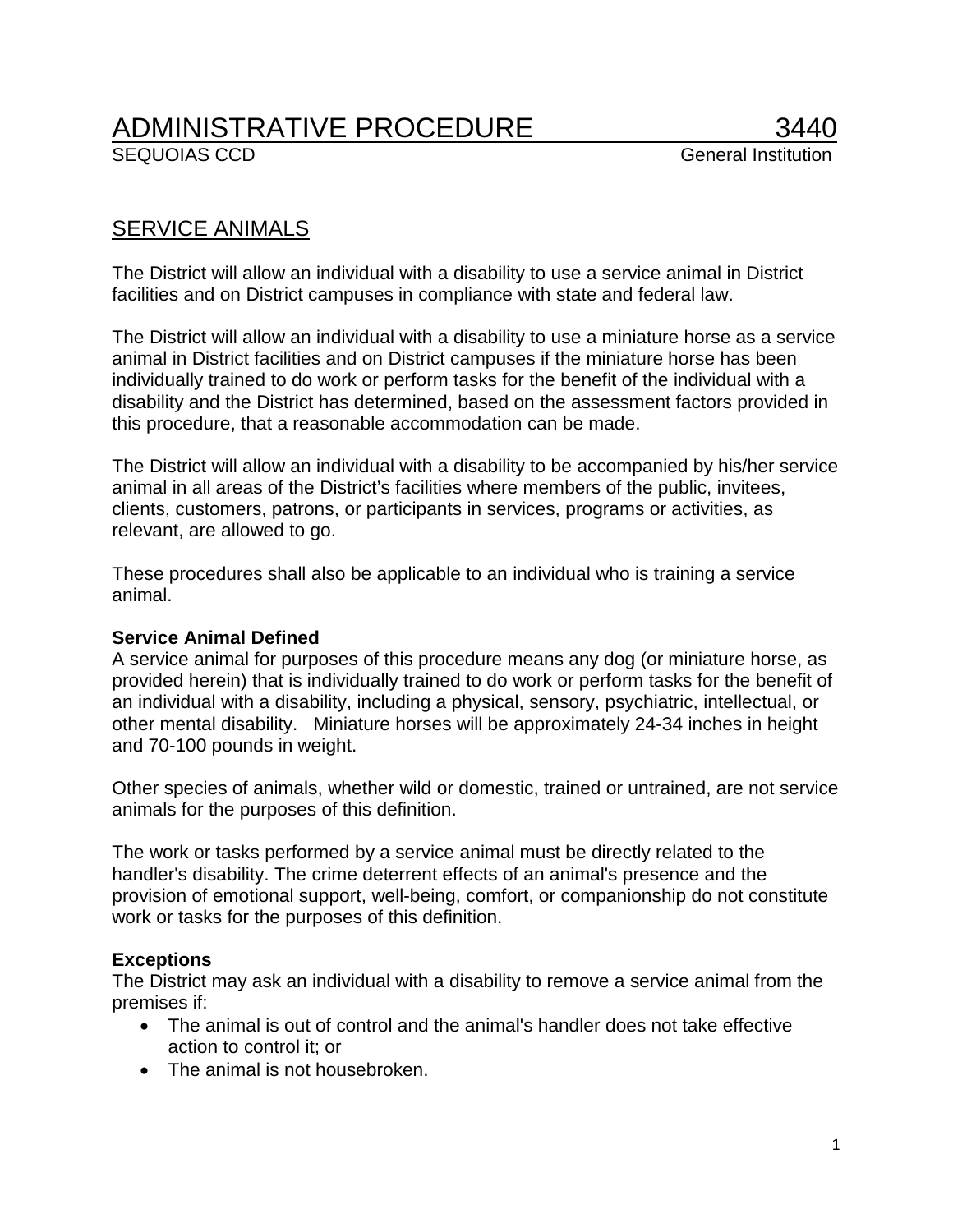# ADMINISTRATIVE PROCEDURE 3440

SEQUOIAS CCD — General Institution

## SERVICE ANIMALS

The District will allow an individual with a disability to use a service animal in District facilities and on District campuses in compliance with state and federal law.

The District will allow an individual with a disability to use a miniature horse as a service animal in District facilities and on District campuses if the miniature horse has been individually trained to do work or perform tasks for the benefit of the individual with a disability and the District has determined, based on the assessment factors provided in this procedure, that a reasonable accommodation can be made.

The District will allow an individual with a disability to be accompanied by his/her service animal in all areas of the District's facilities where members of the public, invitees, clients, customers, patrons, or participants in services, programs or activities, as relevant, are allowed to go.

These procedures shall also be applicable to an individual who is training a service animal.

**Service Animal Defined**

A service animal for purposes of this procedure means any dog (or miniature horse, as provided herein) that is individually trained to do work or perform tasks for the benefit of an individual with a disability, including a physical, sensory, psychiatric, intellectual, or other mental disability. Miniature horses will be approximately 24-34 inches in height and 70-100 pounds in weight.

Other species of animals, whether wild or domestic, trained or untrained, are not service animals for the purposes of this definition.

The work or tasks performed by a service animal must be directly related to the handler's disability. The crime deterrent effects of an animal's presence and the provision of emotional support, well-being, comfort, or companionship do not constitute work or tasks for the purposes of this definition.

**Exceptions**

The District may ask an individual with a disability to remove a service animal from the premises if:

- The animal is out of control and the animal's handler does not take effective action to control it; or
- The animal is not housebroken.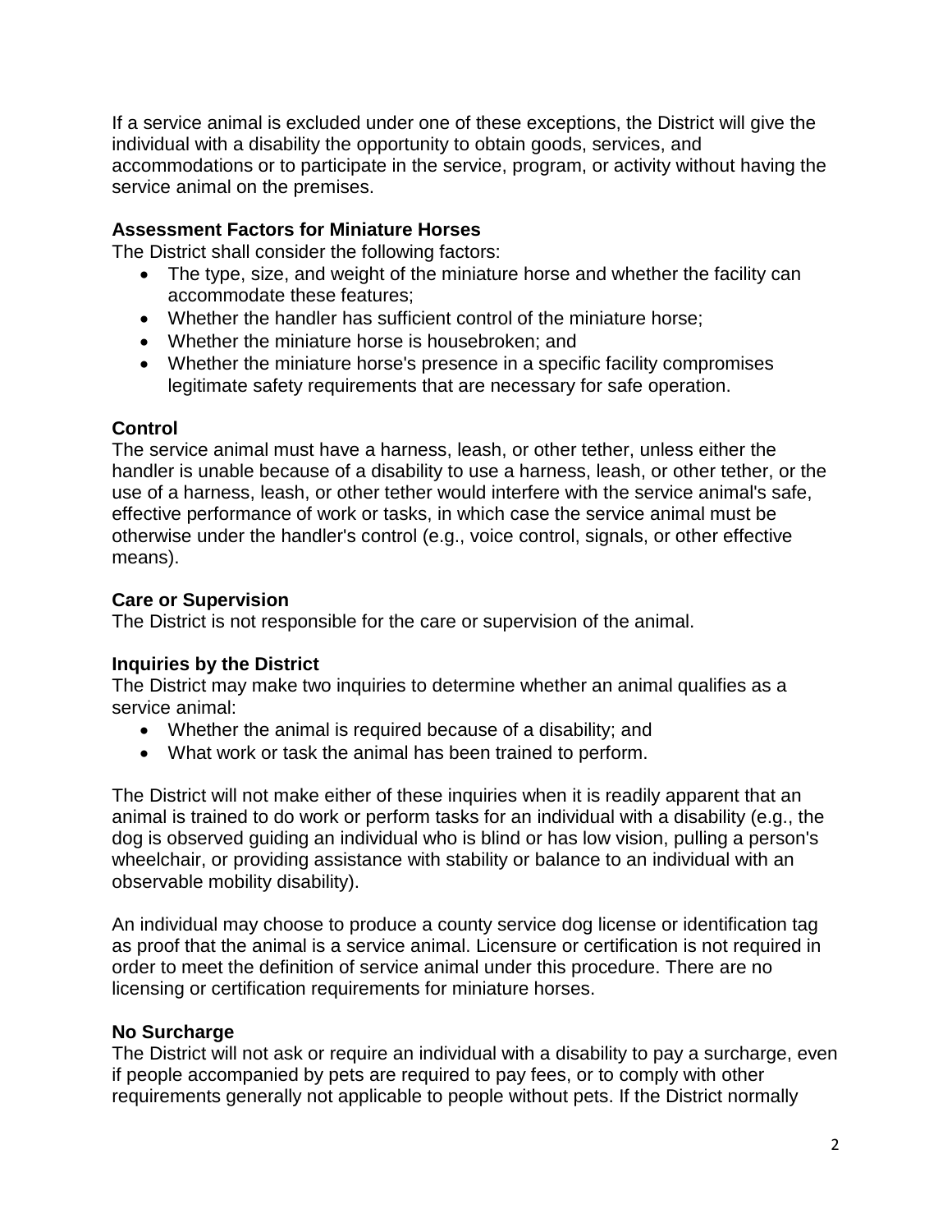If a service animal is excluded under one of these exceptions, the District will give the individual with a disability the opportunity to obtain goods, services, and accommodations or to participate in the service, program, or activity without having the service animal on the premises.

**Assessment Factors for Miniature Horses**
The District shall consider the following factors:

- The type, size, and weight of the miniature horse and whether the facility can accommodate these features;
- Whether the handler has sufficient control of the miniature horse;
- Whether the miniature horse is housebroken; and
- Whether the miniature horse's presence in a specific facility compromises legitimate safety requirements that are necessary for safe operation.

**Control**
The service animal must have a harness, leash, or other tether, unless either the handler is unable because of a disability to use a harness, leash, or other tether, or the use of a harness, leash, or other tether would interfere with the service animal's safe, effective performance of work or tasks, in which case the service animal must be otherwise under the handler's control (e.g., voice control, signals, or other effective means).

**Care or Supervision**
The District is not responsible for the care or supervision of the animal.

**Inquiries by the District**
The District may make two inquiries to determine whether an animal qualifies as a service animal:

- Whether the animal is required because of a disability; and
- What work or task the animal has been trained to perform.

The District will not make either of these inquiries when it is readily apparent that an animal is trained to do work or perform tasks for an individual with a disability (e.g., the dog is observed guiding an individual who is blind or has low vision, pulling a person's wheelchair, or providing assistance with stability or balance to an individual with an observable mobility disability).

An individual may choose to produce a county service dog license or identification tag as proof that the animal is a service animal. Licensure or certification is not required in order to meet the definition of service animal under this procedure. There are no licensing or certification requirements for miniature horses.

**No Surcharge**
The District will not ask or require an individual with a disability to pay a surcharge, even if people accompanied by pets are required to pay fees, or to comply with other requirements generally not applicable to people without pets. If the District normally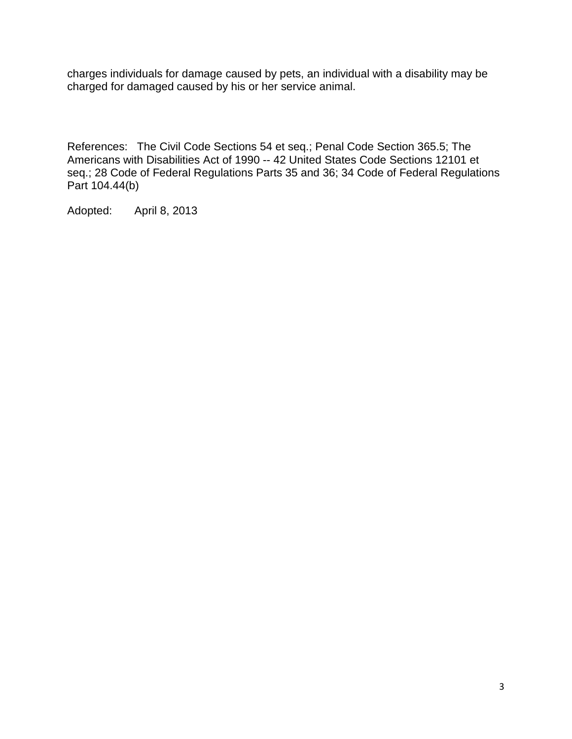charges individuals for damage caused by pets, an individual with a disability may be charged for damaged caused by his or her service animal.

References: The Civil Code Sections 54 et seq.; Penal Code Section 365.5; The Americans with Disabilities Act of 1990 -- 42 United States Code Sections 12101 et seq.; 28 Code of Federal Regulations Parts 35 and 36; 34 Code of Federal Regulations Part 104.44(b)

Adopted: April 8, 2013